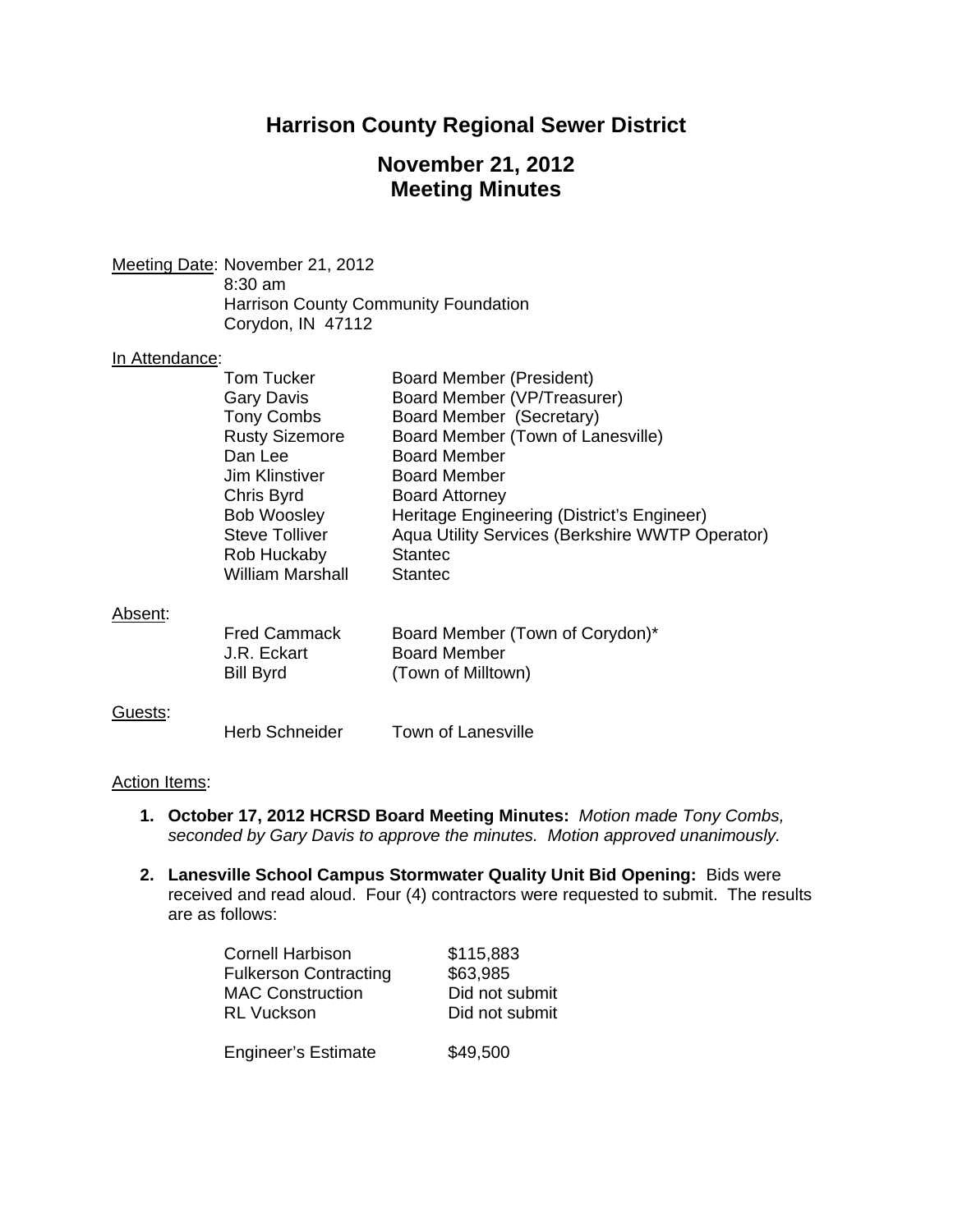# Harrison County Regional Sewer District

## November 21, 2012
## Meeting Minutes

Meeting Date: November 21, 2012
8:30 am
Harrison County Community Foundation
Corydon, IN 47112

In Attendance:

| | |
|---|---|
| Tom Tucker | Board Member (President) |
| Gary Davis | Board Member (VP/Treasurer) |
| Tony Combs | Board Member (Secretary) |
| Rusty Sizemore | Board Member (Town of Lanesville) |
| Dan Lee | Board Member |
| Jim Klinstiver | Board Member |
| Chris Byrd | Board Attorney |
| Bob Woosley | Heritage Engineering (District's Engineer) |
| Steve Tolliver | Aqua Utility Services (Berkshire WWTP Operator) |
| Rob Huckaby | Stantec |
| William Marshall | Stantec |

Absent:

| | |
|---|---|
| Fred Cammack | Board Member (Town of Corydon)* |
| J.R. Eckart | Board Member |
| Bill Byrd | (Town of Milltown) |

Guests:

| | |
|---|---|
| Herb Schneider | Town of Lanesville |

Action Items:

1. **October 17, 2012 HCRSD Board Meeting Minutes:** *Motion made Tony Combs, seconded by Gary Davis to approve the minutes. Motion approved unanimously.*

2. **Lanesville School Campus Stormwater Quality Unit Bid Opening:** Bids were received and read aloud. Four (4) contractors were requested to submit. The results are as follows:

| | |
|---|---|
| Cornell Harbison | $115,883 |
| Fulkerson Contracting | $63,985 |
| MAC Construction | Did not submit |
| RL Vuckson | Did not submit |
| Engineer's Estimate | $49,500 |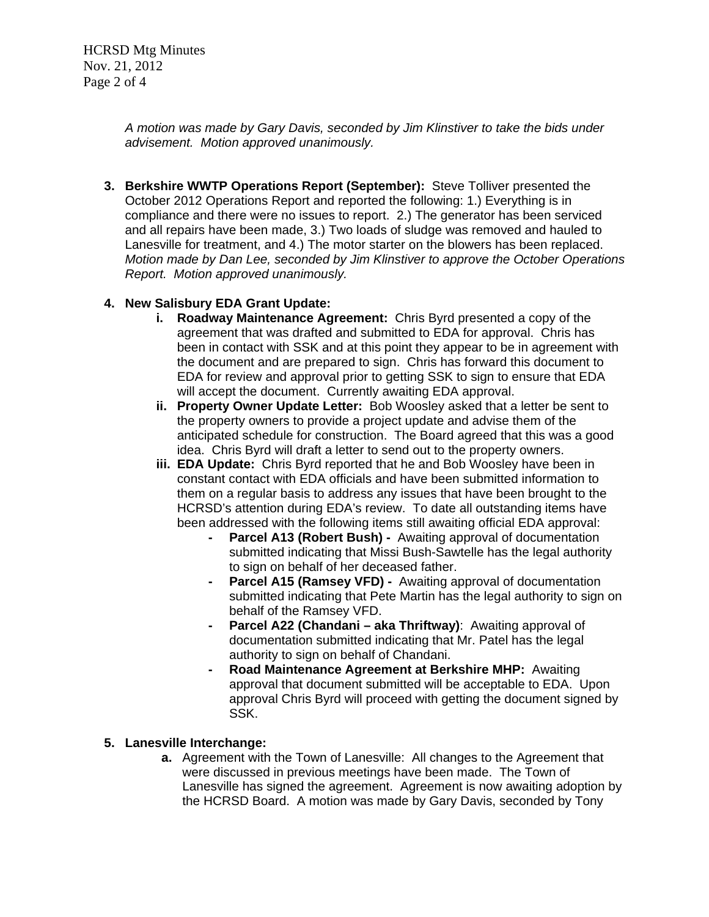*A motion was made by Gary Davis, seconded by Jim Klinstiver to take the bids under advisement. Motion approved unanimously.*

3. **Berkshire WWTP Operations Report (September):** Steve Tolliver presented the October 2012 Operations Report and reported the following: 1.) Everything is in compliance and there were no issues to report. 2.) The generator has been serviced and all repairs have been made, 3.) Two loads of sludge was removed and hauled to Lanesville for treatment, and 4.) The motor starter on the blowers has been replaced. *Motion made by Dan Lee, seconded by Jim Klinstiver to approve the October Operations Report. Motion approved unanimously.*

4. **New Salisbury EDA Grant Update:**
   - i. **Roadway Maintenance Agreement:** Chris Byrd presented a copy of the agreement that was drafted and submitted to EDA for approval. Chris has been in contact with SSK and at this point they appear to be in agreement with the document and are prepared to sign. Chris has forward this document to EDA for review and approval prior to getting SSK to sign to ensure that EDA will accept the document. Currently awaiting EDA approval.
   - ii. **Property Owner Update Letter:** Bob Woosley asked that a letter be sent to the property owners to provide a project update and advise them of the anticipated schedule for construction. The Board agreed that this was a good idea. Chris Byrd will draft a letter to send out to the property owners.
   - iii. **EDA Update:** Chris Byrd reported that he and Bob Woosley have been in constant contact with EDA officials and have been submitted information to them on a regular basis to address any issues that have been brought to the HCRSD's attention during EDA's review. To date all outstanding items have been addressed with the following items still awaiting official EDA approval:
     - **Parcel A13 (Robert Bush) -** Awaiting approval of documentation submitted indicating that Missi Bush-Sawtelle has the legal authority to sign on behalf of her deceased father.
     - **Parcel A15 (Ramsey VFD) -** Awaiting approval of documentation submitted indicating that Pete Martin has the legal authority to sign on behalf of the Ramsey VFD.
     - **Parcel A22 (Chandani – aka Thriftway)**: Awaiting approval of documentation submitted indicating that Mr. Patel has the legal authority to sign on behalf of Chandani.
     - **Road Maintenance Agreement at Berkshire MHP:** Awaiting approval that document submitted will be acceptable to EDA. Upon approval Chris Byrd will proceed with getting the document signed by SSK.

5. **Lanesville Interchange:**
   - a. Agreement with the Town of Lanesville: All changes to the Agreement that were discussed in previous meetings have been made. The Town of Lanesville has signed the agreement. Agreement is now awaiting adoption by the HCRSD Board. A motion was made by Gary Davis, seconded by Tony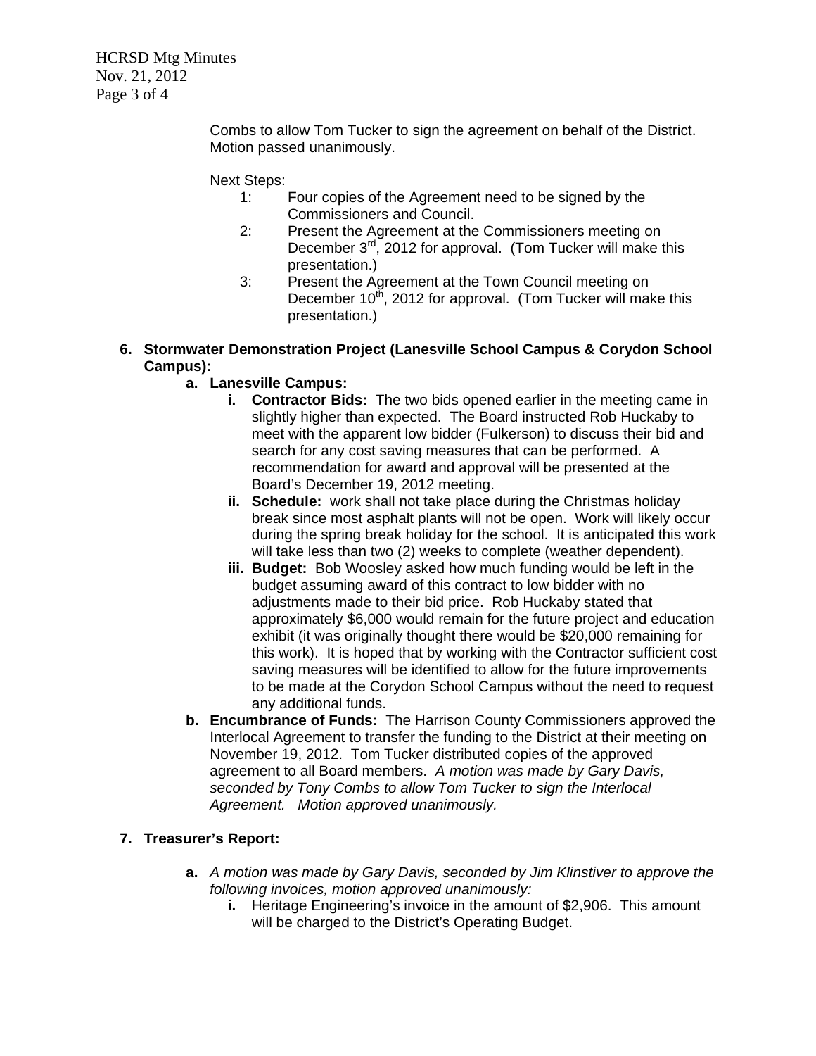Combs to allow Tom Tucker to sign the agreement on behalf of the District. Motion passed unanimously.

Next Steps:

1: Four copies of the Agreement need to be signed by the Commissioners and Council.
2: Present the Agreement at the Commissioners meeting on December 3rd, 2012 for approval. (Tom Tucker will make this presentation.)
3: Present the Agreement at the Town Council meeting on December 10th, 2012 for approval. (Tom Tucker will make this presentation.)

6. **Stormwater Demonstration Project (Lanesville School Campus & Corydon School Campus):**
   a. **Lanesville Campus:**
      i. **Contractor Bids:** The two bids opened earlier in the meeting came in slightly higher than expected. The Board instructed Rob Huckaby to meet with the apparent low bidder (Fulkerson) to discuss their bid and search for any cost saving measures that can be performed. A recommendation for award and approval will be presented at the Board's December 19, 2012 meeting.
      ii. **Schedule:** work shall not take place during the Christmas holiday break since most asphalt plants will not be open. Work will likely occur during the spring break holiday for the school. It is anticipated this work will take less than two (2) weeks to complete (weather dependent).
      iii. **Budget:** Bob Woosley asked how much funding would be left in the budget assuming award of this contract to low bidder with no adjustments made to their bid price. Rob Huckaby stated that approximately $6,000 would remain for the future project and education exhibit (it was originally thought there would be $20,000 remaining for this work). It is hoped that by working with the Contractor sufficient cost saving measures will be identified to allow for the future improvements to be made at the Corydon School Campus without the need to request any additional funds.
   b. **Encumbrance of Funds:** The Harrison County Commissioners approved the Interlocal Agreement to transfer the funding to the District at their meeting on November 19, 2012. Tom Tucker distributed copies of the approved agreement to all Board members. *A motion was made by Gary Davis, seconded by Tony Combs to allow Tom Tucker to sign the Interlocal Agreement. Motion approved unanimously.*

7. **Treasurer's Report:**
   a. *A motion was made by Gary Davis, seconded by Jim Klinstiver to approve the following invoices, motion approved unanimously:*
      i. Heritage Engineering's invoice in the amount of $2,906. This amount will be charged to the District's Operating Budget.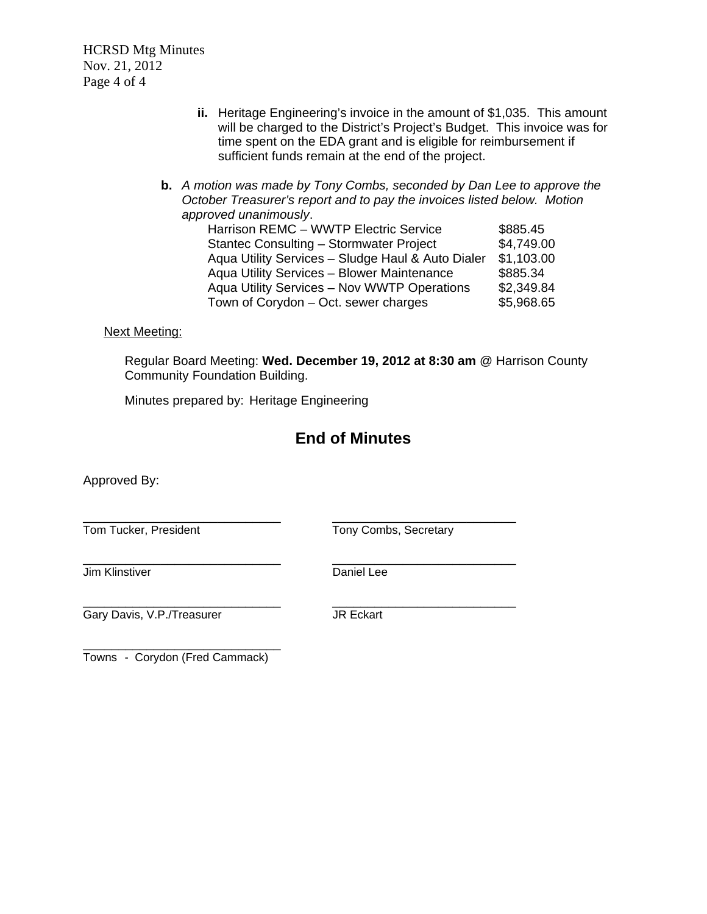ii. Heritage Engineering's invoice in the amount of $1,035. This amount will be charged to the District's Project's Budget. This invoice was for time spent on the EDA grant and is eligible for reimbursement if sufficient funds remain at the end of the project.

**b.** *A motion was made by Tony Combs, seconded by Dan Lee to approve the October Treasurer's report and to pay the invoices listed below. Motion approved unanimously*.

| | |
|---|---|
| Harrison REMC – WWTP Electric Service | $885.45 |
| Stantec Consulting – Stormwater Project | $4,749.00 |
| Aqua Utility Services – Sludge Haul & Auto Dialer | $1,103.00 |
| Aqua Utility Services – Blower Maintenance | $885.34 |
| Aqua Utility Services – Nov WWTP Operations | $2,349.84 |
| Town of Corydon – Oct. sewer charges | $5,968.65 |

Next Meeting:

Regular Board Meeting: **Wed. December 19, 2012 at 8:30 am** @ Harrison County Community Foundation Building.

Minutes prepared by: Heritage Engineering

## End of Minutes

Approved By:

\_\_\_\_\_\_\_\_\_\_\_\_\_\_\_\_\_\_\_\_\_\_\_\_\_\_\_\_\_\_
Tom Tucker, President

\_\_\_\_\_\_\_\_\_\_\_\_\_\_\_\_\_\_\_\_\_\_\_\_\_\_\_\_\_\_
Tony Combs, Secretary

\_\_\_\_\_\_\_\_\_\_\_\_\_\_\_\_\_\_\_\_\_\_\_\_\_\_\_\_\_\_
Jim Klinstiver

\_\_\_\_\_\_\_\_\_\_\_\_\_\_\_\_\_\_\_\_\_\_\_\_\_\_\_\_\_\_
Daniel Lee

\_\_\_\_\_\_\_\_\_\_\_\_\_\_\_\_\_\_\_\_\_\_\_\_\_\_\_\_\_\_
Gary Davis, V.P./Treasurer

\_\_\_\_\_\_\_\_\_\_\_\_\_\_\_\_\_\_\_\_\_\_\_\_\_\_\_\_\_\_
JR Eckart

\_\_\_\_\_\_\_\_\_\_\_\_\_\_\_\_\_\_\_\_\_\_\_\_\_\_\_\_\_\_
Towns - Corydon (Fred Cammack)